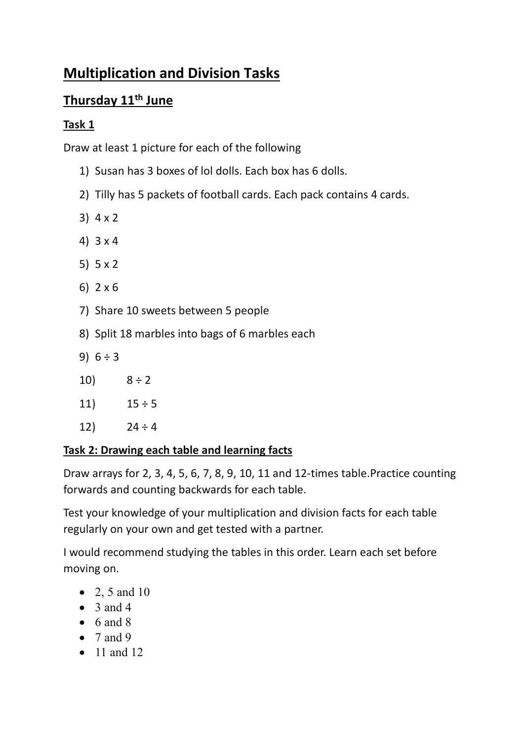# Multiplication and Division Tasks

## Thursday 11th June

### Task 1

Draw at least 1 picture for each of the following

1) Susan has 3 boxes of lol dolls. Each box has 6 dolls.
2) Tilly has 5 packets of football cards. Each pack contains 4 cards.
3) 4 x 2
4) 3 x 4
5) 5 x 2
6) 2 x 6
7) Share 10 sweets between 5 people
8) Split 18 marbles into bags of 6 marbles each
9) 6 ÷ 3
10) 8 ÷ 2
11) 15 ÷ 5
12) 24 ÷ 4

### Task 2: Drawing each table and learning facts

Draw arrays for 2, 3, 4, 5, 6, 7, 8, 9, 10, 11 and 12-times table.Practice counting forwards and counting backwards for each table.

Test your knowledge of your multiplication and division facts for each table regularly on your own and get tested with a partner.

I would recommend studying the tables in this order. Learn each set before moving on.

- 2, 5 and 10
- 3 and 4
- 6 and 8
- 7 and 9
- 11 and 12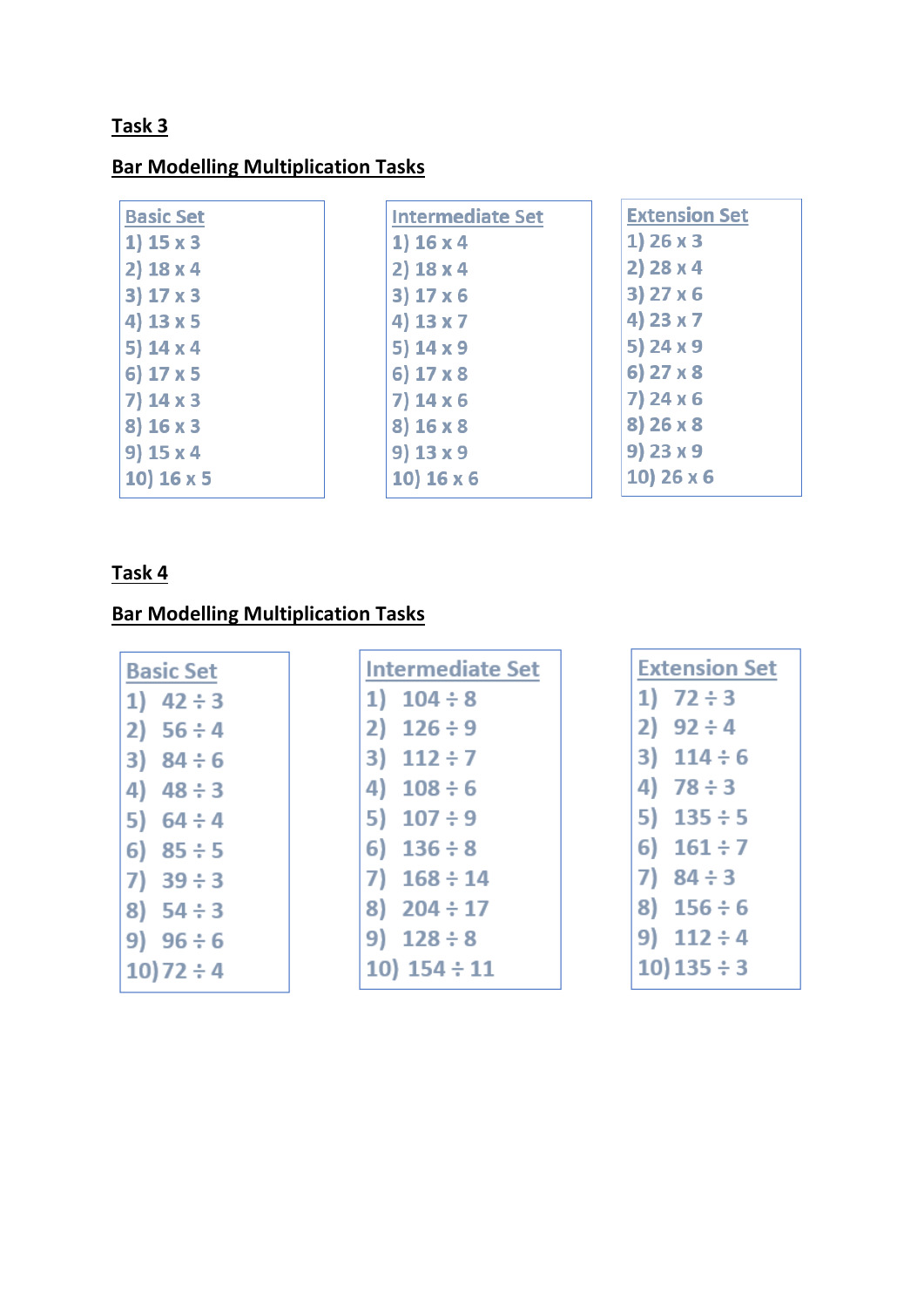**Task 3**

**Bar Modelling Multiplication Tasks**

| Basic Set | Intermediate Set | Extension Set |
|---|---|---|
| 1) 15 x 3 | 1) 16 x 4 | 1) 26 x 3 |
| 2) 18 x 4 | 2) 18 x 4 | 2) 28 x 4 |
| 3) 17 x 3 | 3) 17 x 6 | 3) 27 x 6 |
| 4) 13 x 5 | 4) 13 x 7 | 4) 23 x 7 |
| 5) 14 x 4 | 5) 14 x 9 | 5) 24 x 9 |
| 6) 17 x 5 | 6) 17 x 8 | 6) 27 x 8 |
| 7) 14 x 3 | 7) 14 x 6 | 7) 24 x 6 |
| 8) 16 x 3 | 8) 16 x 8 | 8) 26 x 8 |
| 9) 15 x 4 | 9) 13 x 9 | 9) 23 x 9 |
| 10) 16 x 5 | 10) 16 x 6 | 10) 26 x 6 |

**Task 4**

**Bar Modelling Multiplication Tasks**

| Basic Set | Intermediate Set | Extension Set |
|---|---|---|
| 1) 42 ÷ 3 | 1) 104 ÷ 8 | 1) 72 ÷ 3 |
| 2) 56 ÷ 4 | 2) 126 ÷ 9 | 2) 92 ÷ 4 |
| 3) 84 ÷ 6 | 3) 112 ÷ 7 | 3) 114 ÷ 6 |
| 4) 48 ÷ 3 | 4) 108 ÷ 6 | 4) 78 ÷ 3 |
| 5) 64 ÷ 4 | 5) 107 ÷ 9 | 5) 135 ÷ 5 |
| 6) 85 ÷ 5 | 6) 136 ÷ 8 | 6) 161 ÷ 7 |
| 7) 39 ÷ 3 | 7) 168 ÷ 14 | 7) 84 ÷ 3 |
| 8) 54 ÷ 3 | 8) 204 ÷ 17 | 8) 156 ÷ 6 |
| 9) 96 ÷ 6 | 9) 128 ÷ 8 | 9) 112 ÷ 4 |
| 10) 72 ÷ 4 | 10) 154 ÷ 11 | 10) 135 ÷ 3 |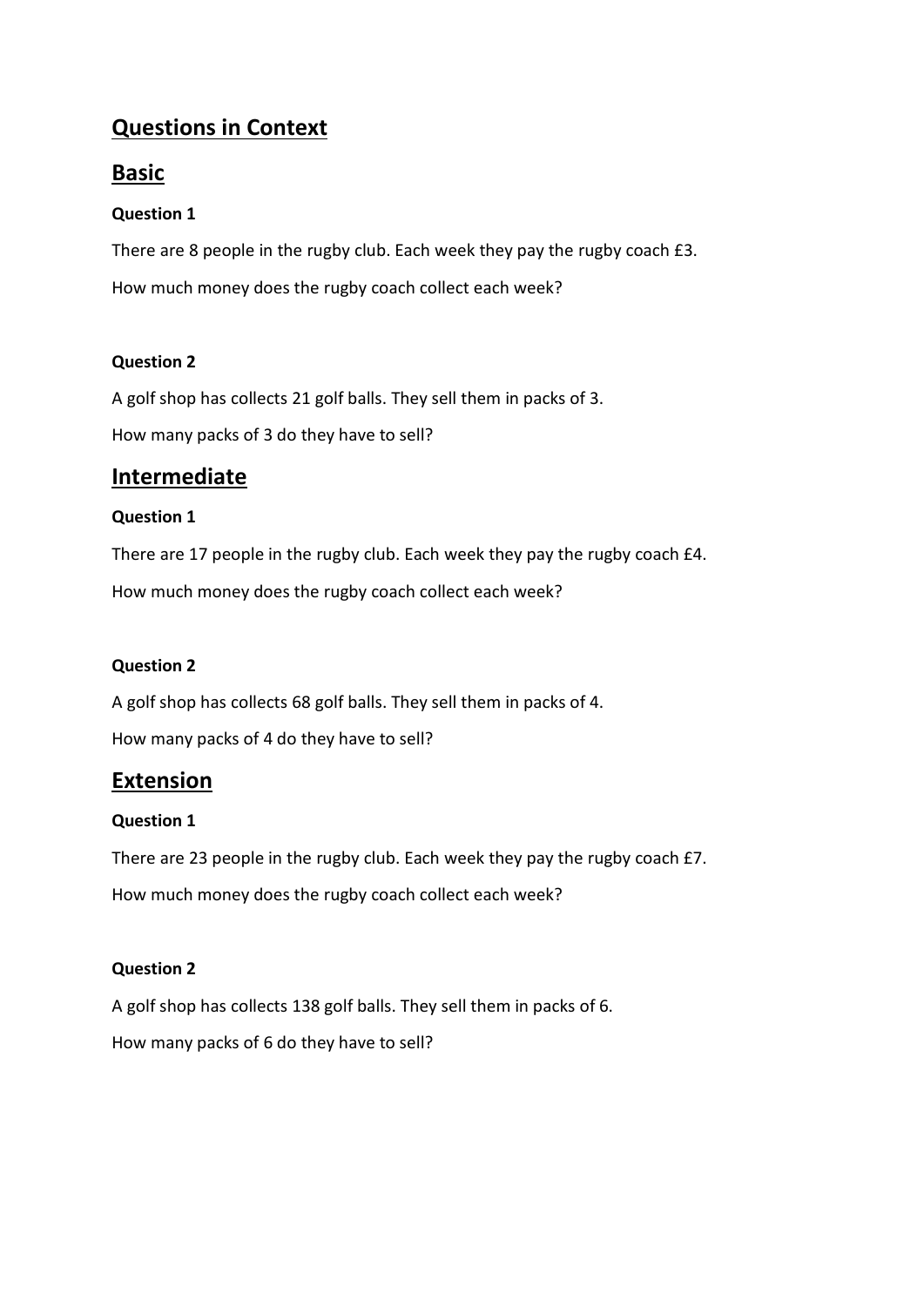# Questions in Context

## Basic

**Question 1**

There are 8 people in the rugby club. Each week they pay the rugby coach £3.

How much money does the rugby coach collect each week?

**Question 2**

A golf shop has collects 21 golf balls. They sell them in packs of 3.

How many packs of 3 do they have to sell?

## Intermediate

**Question 1**

There are 17 people in the rugby club. Each week they pay the rugby coach £4.

How much money does the rugby coach collect each week?

**Question 2**

A golf shop has collects 68 golf balls. They sell them in packs of 4.

How many packs of 4 do they have to sell?

## Extension

**Question 1**

There are 23 people in the rugby club. Each week they pay the rugby coach £7.

How much money does the rugby coach collect each week?

**Question 2**

A golf shop has collects 138 golf balls. They sell them in packs of 6.

How many packs of 6 do they have to sell?